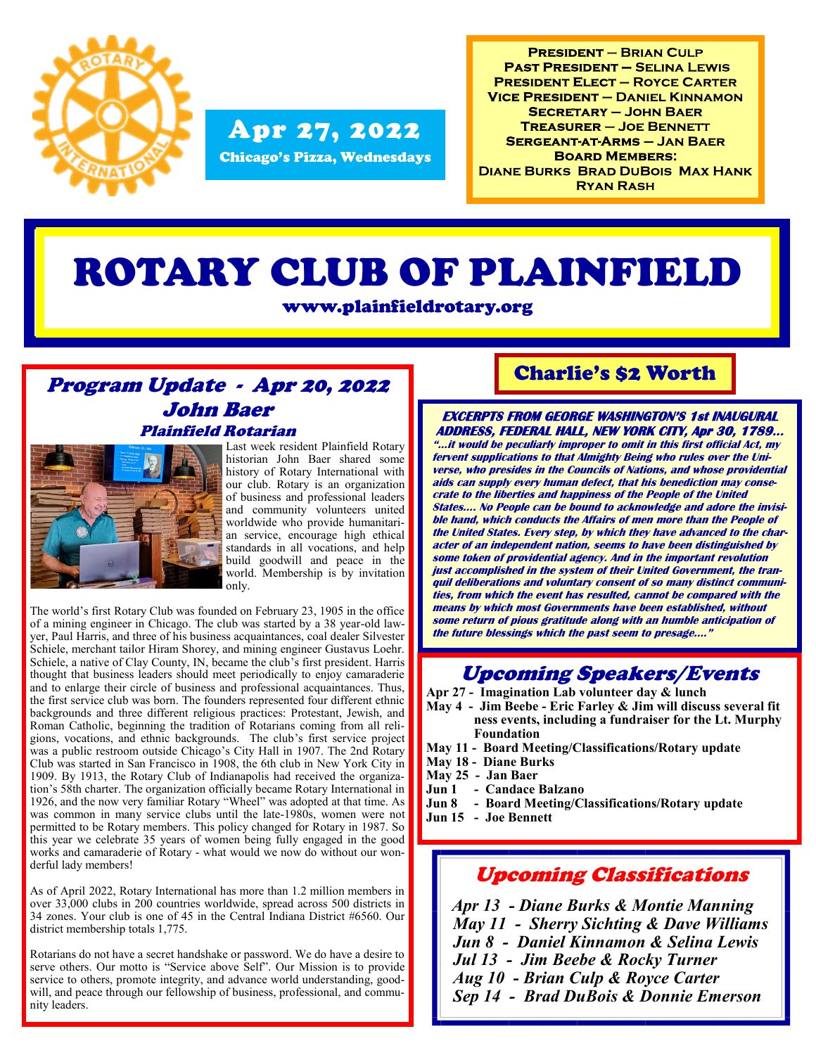**Apr 27, 2022**

**Chicago's Pizza, Wednesdays**

**President — Brian Culp**
**Past President — Selina Lewis**
**President Elect — Royce Carter**
**Vice President — Daniel Kinnamon**
**Secretary — John Baer**
**Treasurer — Joe Bennett**
**Sergeant-at-Arms — Jan Baer**
**Board Members:**
**Diane Burks Brad DuBois Max Hank Ryan Rash**

# ROTARY CLUB OF PLAINFIELD

**www.plainfieldrotary.org**

## *Program Update - Apr 20, 2022*
### *John Baer*
#### *Plainfield Rotarian*

Last week resident Plainfield Rotary historian John Baer shared some history of Rotary International with our club. Rotary is an organization of business and professional leaders and community volunteers united worldwide who provide humanitarian service, encourage high ethical standards in all vocations, and help build goodwill and peace in the world. Membership is by invitation only.

The world's first Rotary Club was founded on February 23, 1905 in the office of a mining engineer in Chicago. The club was started by a 38 year-old lawyer, Paul Harris, and three of his business acquaintances, coal dealer Silvester Schiele, merchant tailor Hiram Shorey, and mining engineer Gustavus Loehr. Schiele, a native of Clay County, IN, became the club's first president. Harris thought that business leaders should meet periodically to enjoy camaraderie and to enlarge their circle of business and professional acquaintances. Thus, the first service club was born. The founders represented four different ethnic backgrounds and three different religious practices: Protestant, Jewish, and Roman Catholic, beginning the tradition of Rotarians coming from all religions, vocations, and ethnic backgrounds. The club's first service project was a public restroom outside Chicago's City Hall in 1907. The 2nd Rotary Club was started in San Francisco in 1908, the 6th club in New York City in 1909. By 1913, the Rotary Club of Indianapolis had received the organization's 58th charter. The organization officially became Rotary International in 1926, and the now very familiar Rotary "Wheel" was adopted at that time. As was common in many service clubs until the late-1980s, women were not permitted to be Rotary members. This policy changed for Rotary in 1987. So this year we celebrate 35 years of women being fully engaged in the good works and camaraderie of Rotary - what would we now do without our wonderful lady members!

As of April 2022, Rotary International has more than 1.2 million members in over 33,000 clubs in 200 countries worldwide, spread across 500 districts in 34 zones. Your club is one of 45 in the Central Indiana District #6560. Our district membership totals 1,775.

Rotarians do not have a secret handshake or password. We do have a desire to serve others. Our motto is "Service above Self". Our Mission is to provide service to others, promote integrity, and advance world understanding, goodwill, and peace through our fellowship of business, professional, and community leaders.

## Charlie's $2 Worth

***EXCERPTS FROM GEORGE WASHINGTON'S 1st INAUGURAL ADDRESS, FEDERAL HALL, NEW YORK CITY, Apr 30, 1789…***

***"…it would be peculiarly improper to omit in this first official Act, my fervent supplications to that Almighty Being who rules over the Universe, who presides in the Councils of Nations, and whose providential aids can supply every human defect, that his benediction may consecrate to the liberties and happiness of the People of the United States…. No People can be bound to acknowledge and adore the invisible hand, which conducts the Affairs of men more than the People of the United States. Every step, by which they have advanced to the character of an independent nation, seems to have been distinguished by some token of providential agency. And in the important revolution just accomplished in the system of their United Government, the tranquil deliberations and voluntary consent of so many distinct communities, from which the event has resulted, cannot be compared with the means by which most Governments have been established, without some return of pious gratitude along with an humble anticipation of the future blessings which the past seem to presage…."***

## *Upcoming Speakers/Events*

**Apr 27 - Imagination Lab volunteer day & lunch**
**May 4 - Jim Beebe - Eric Farley & Jim will discuss several fitness events, including a fundraiser for the Lt. Murphy Foundation**
**May 11 - Board Meeting/Classifications/Rotary update**
**May 18 - Diane Burks**
**May 25 - Jan Baer**
**Jun 1 - Candace Balzano**
**Jun 8 - Board Meeting/Classifications/Rotary update**
**Jun 15 - Joe Bennett**

## *Upcoming Classifications*

*Apr 13 - Diane Burks & Montie Manning*
*May 11 - Sherry Sichting & Dave Williams*
*Jun 8 - Daniel Kinnamon & Selina Lewis*
*Jul 13 - Jim Beebe & Rocky Turner*
*Aug 10 - Brian Culp & Royce Carter*
*Sep 14 - Brad DuBois & Donnie Emerson*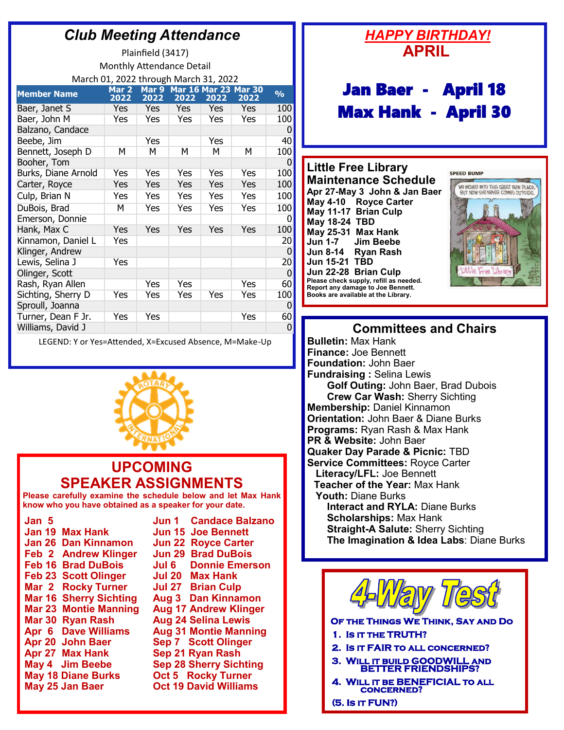## Club Meeting Attendance

Plainfield (3417)

Monthly Attendance Detail

March 01, 2022 through March 31, 2022

| Member Name | Mar 2 2022 | Mar 9 2022 | Mar 16 2022 | Mar 23 2022 | Mar 30 2022 | % |
|---|---|---|---|---|---|---|
| Baer, Janet S | Yes | Yes | Yes | Yes | Yes | 100 |
| Baer, John M | Yes | Yes | Yes | Yes | Yes | 100 |
| Balzano, Candace | | | | | | 0 |
| Beebe, Jim | | Yes | | Yes | | 40 |
| Bennett, Joseph D | M | M | M | M | M | 100 |
| Booher, Tom | | | | | | 0 |
| Burks, Diane Arnold | Yes | Yes | Yes | Yes | Yes | 100 |
| Carter, Royce | Yes | Yes | Yes | Yes | Yes | 100 |
| Culp, Brian N | Yes | Yes | Yes | Yes | Yes | 100 |
| DuBois, Brad | M | Yes | Yes | Yes | Yes | 100 |
| Emerson, Donnie | | | | | | 0 |
| Hank, Max C | Yes | Yes | Yes | Yes | Yes | 100 |
| Kinnamon, Daniel L | Yes | | | | | 20 |
| Klinger, Andrew | | | | | | 0 |
| Lewis, Selina J | Yes | | | | | 20 |
| Olinger, Scott | | | | | | 0 |
| Rash, Ryan Allen | | Yes | Yes | | Yes | 60 |
| Sichting, Sherry D | Yes | Yes | Yes | Yes | Yes | 100 |
| Sproull, Joanna | | | | | | 0 |
| Turner, Dean F Jr. | Yes | Yes | | | Yes | 60 |
| Williams, David J | | | | | | 0 |

LEGEND: Y or Yes=Attended, X=Excused Absence, M=Make-Up

## UPCOMING SPEAKER ASSIGNMENTS

**Please carefully examine the schedule below and let Max Hank know who you have obtained as a speaker for your date.**

- Jan 5
- Jan 19 Max Hank
- Jan 26 Dan Kinnamon
- Feb 2 Andrew Klinger
- Feb 16 Brad DuBois
- Feb 23 Scott Olinger
- Mar 2 Rocky Turner
- Mar 16 Sherry Sichting
- Mar 23 Montie Manning
- Mar 30 Ryan Rash
- Apr 6 Dave Williams
- Apr 20 John Baer
- Apr 27 Max Hank
- May 4 Jim Beebe
- May 18 Diane Burks
- May 25 Jan Baer
- Jun 1 Candace Balzano
- Jun 15 Joe Bennett
- Jun 22 Royce Carter
- Jun 29 Brad DuBois
- Jul 6 Donnie Emerson
- Jul 20 Max Hank
- Jul 27 Brian Culp
- Aug 3 Dan Kinnamon
- Aug 17 Andrew Klinger
- Aug 24 Selina Lewis
- Aug 31 Montie Manning
- Sep 7 Scott Olinger
- Sep 21 Ryan Rash
- Sep 28 Sherry Sichting
- Oct 5 Rocky Turner
- Oct 19 David Williams

## HAPPY BIRTHDAY! APRIL

**Jan Baer - April 18**

**Max Hank - April 30**

## Little Free Library Maintenance Schedule

- Apr 27-May 3 John & Jan Baer
- May 4-10 Royce Carter
- May 11-17 Brian Culp
- May 18-24 TBD
- May 25-31 Max Hank
- Jun 1-7 Jim Beebe
- Jun 8-14 Ryan Rash
- Jun 15-21 TBD
- Jun 22-28 Brian Culp

Please check supply, refill as needed.
Report any damage to Joe Bennett.
Books are available at the Library.

## Committees and Chairs

**Bulletin:** Max Hank
**Finance:** Joe Bennett
**Foundation:** John Baer
**Fundraising :** Selina Lewis
- **Golf Outing:** John Baer, Brad Dubois
- **Crew Car Wash:** Sherry Sichting

**Membership:** Daniel Kinnamon
**Orientation:** John Baer & Diane Burks
**Programs:** Ryan Rash & Max Hank
**PR & Website:** John Baer
**Quaker Day Parade & Picnic:** TBD
**Service Committees:** Royce Carter
- **Literacy/LFL:** Joe Bennett
- **Teacher of the Year:** Max Hank
- **Youth:** Diane Burks
  - **Interact and RYLA:** Diane Burks
  - **Scholarships:** Max Hank
  - **Straight-A Salute:** Sherry Sichting
  - **The Imagination & Idea Labs**: Diane Burks

## 4-Way Test

**Of the Things We Think, Say and Do**

1. Is it the TRUTH?
2. Is it FAIR to all concerned?
3. Will it build GOODWILL and BETTER FRIENDSHIPS?
4. Will it be BENEFICIAL to all concerned?

(5. Is it FUN?)